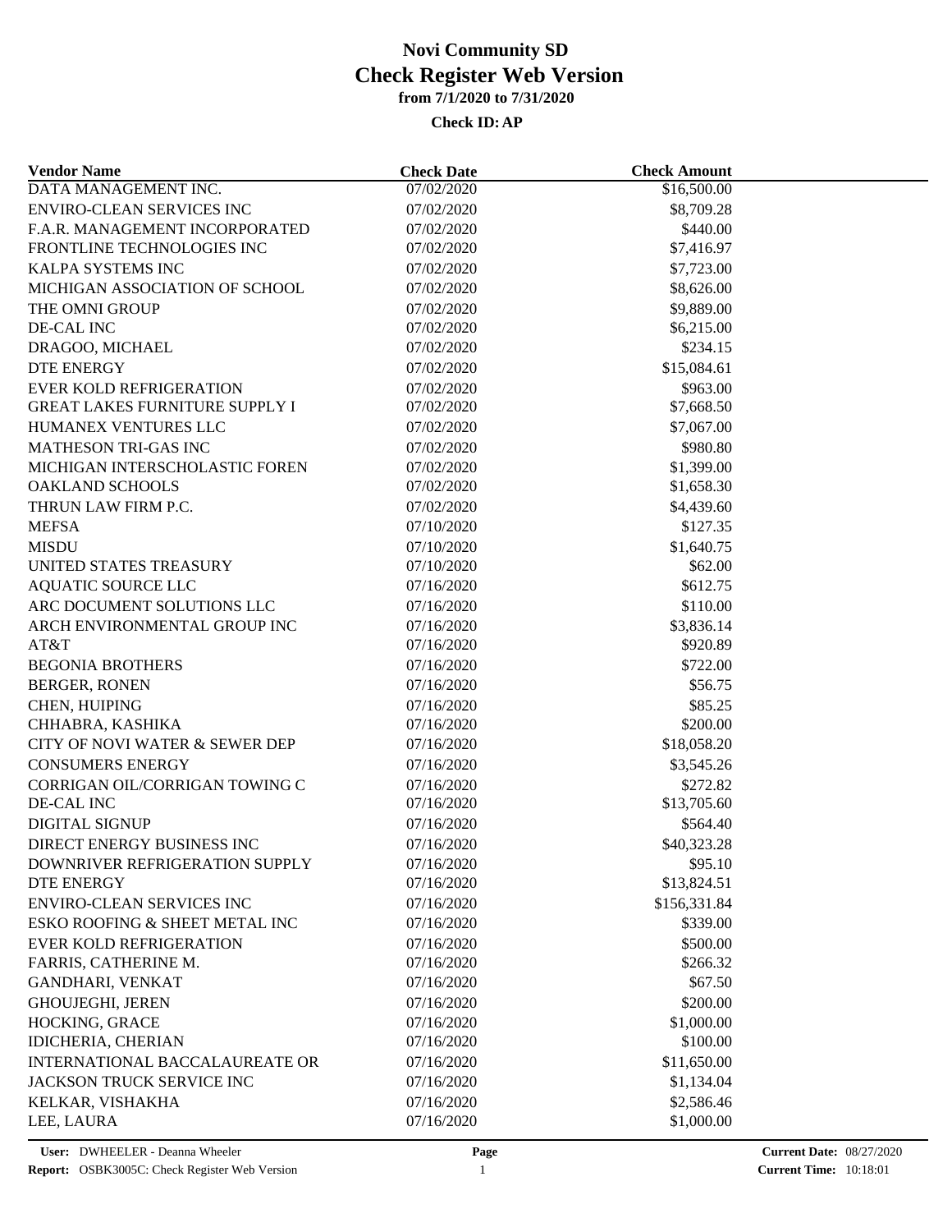# Novi Community SD
## Check Register Web Version
### from 7/1/2020 to 7/31/2020

**Check ID: AP**

| Vendor Name | Check Date | Check Amount |
|---|---|---|
| DATA MANAGEMENT INC. | 07/02/2020 | $16,500.00 |
| ENVIRO-CLEAN SERVICES INC | 07/02/2020 | $8,709.28 |
| F.A.R. MANAGEMENT INCORPORATED | 07/02/2020 | $440.00 |
| FRONTLINE TECHNOLOGIES INC | 07/02/2020 | $7,416.97 |
| KALPA SYSTEMS INC | 07/02/2020 | $7,723.00 |
| MICHIGAN ASSOCIATION OF SCHOOL | 07/02/2020 | $8,626.00 |
| THE OMNI GROUP | 07/02/2020 | $9,889.00 |
| DE-CAL INC | 07/02/2020 | $6,215.00 |
| DRAGOO, MICHAEL | 07/02/2020 | $234.15 |
| DTE ENERGY | 07/02/2020 | $15,084.61 |
| EVER KOLD REFRIGERATION | 07/02/2020 | $963.00 |
| GREAT LAKES FURNITURE SUPPLY I | 07/02/2020 | $7,668.50 |
| HUMANEX VENTURES LLC | 07/02/2020 | $7,067.00 |
| MATHESON TRI-GAS INC | 07/02/2020 | $980.80 |
| MICHIGAN INTERSCHOLASTIC FOREN | 07/02/2020 | $1,399.00 |
| OAKLAND SCHOOLS | 07/02/2020 | $1,658.30 |
| THRUN LAW FIRM P.C. | 07/02/2020 | $4,439.60 |
| MEFSA | 07/10/2020 | $127.35 |
| MISDU | 07/10/2020 | $1,640.75 |
| UNITED STATES TREASURY | 07/10/2020 | $62.00 |
| AQUATIC SOURCE LLC | 07/16/2020 | $612.75 |
| ARC DOCUMENT SOLUTIONS LLC | 07/16/2020 | $110.00 |
| ARCH ENVIRONMENTAL GROUP INC | 07/16/2020 | $3,836.14 |
| AT&T | 07/16/2020 | $920.89 |
| BEGONIA BROTHERS | 07/16/2020 | $722.00 |
| BERGER, RONEN | 07/16/2020 | $56.75 |
| CHEN, HUIPING | 07/16/2020 | $85.25 |
| CHHABRA, KASHIKA | 07/16/2020 | $200.00 |
| CITY OF NOVI WATER & SEWER DEP | 07/16/2020 | $18,058.20 |
| CONSUMERS ENERGY | 07/16/2020 | $3,545.26 |
| CORRIGAN OIL/CORRIGAN TOWING C | 07/16/2020 | $272.82 |
| DE-CAL INC | 07/16/2020 | $13,705.60 |
| DIGITAL SIGNUP | 07/16/2020 | $564.40 |
| DIRECT ENERGY BUSINESS INC | 07/16/2020 | $40,323.28 |
| DOWNRIVER REFRIGERATION SUPPLY | 07/16/2020 | $95.10 |
| DTE ENERGY | 07/16/2020 | $13,824.51 |
| ENVIRO-CLEAN SERVICES INC | 07/16/2020 | $156,331.84 |
| ESKO ROOFING & SHEET METAL INC | 07/16/2020 | $339.00 |
| EVER KOLD REFRIGERATION | 07/16/2020 | $500.00 |
| FARRIS, CATHERINE M. | 07/16/2020 | $266.32 |
| GANDHARI, VENKAT | 07/16/2020 | $67.50 |
| GHOUJEGHI, JEREN | 07/16/2020 | $200.00 |
| HOCKING, GRACE | 07/16/2020 | $1,000.00 |
| IDICHERIA, CHERIAN | 07/16/2020 | $100.00 |
| INTERNATIONAL BACCALAUREATE OR | 07/16/2020 | $11,650.00 |
| JACKSON TRUCK SERVICE INC | 07/16/2020 | $1,134.04 |
| KELKAR, VISHAKHA | 07/16/2020 | $2,586.46 |
| LEE, LAURA | 07/16/2020 | $1,000.00 |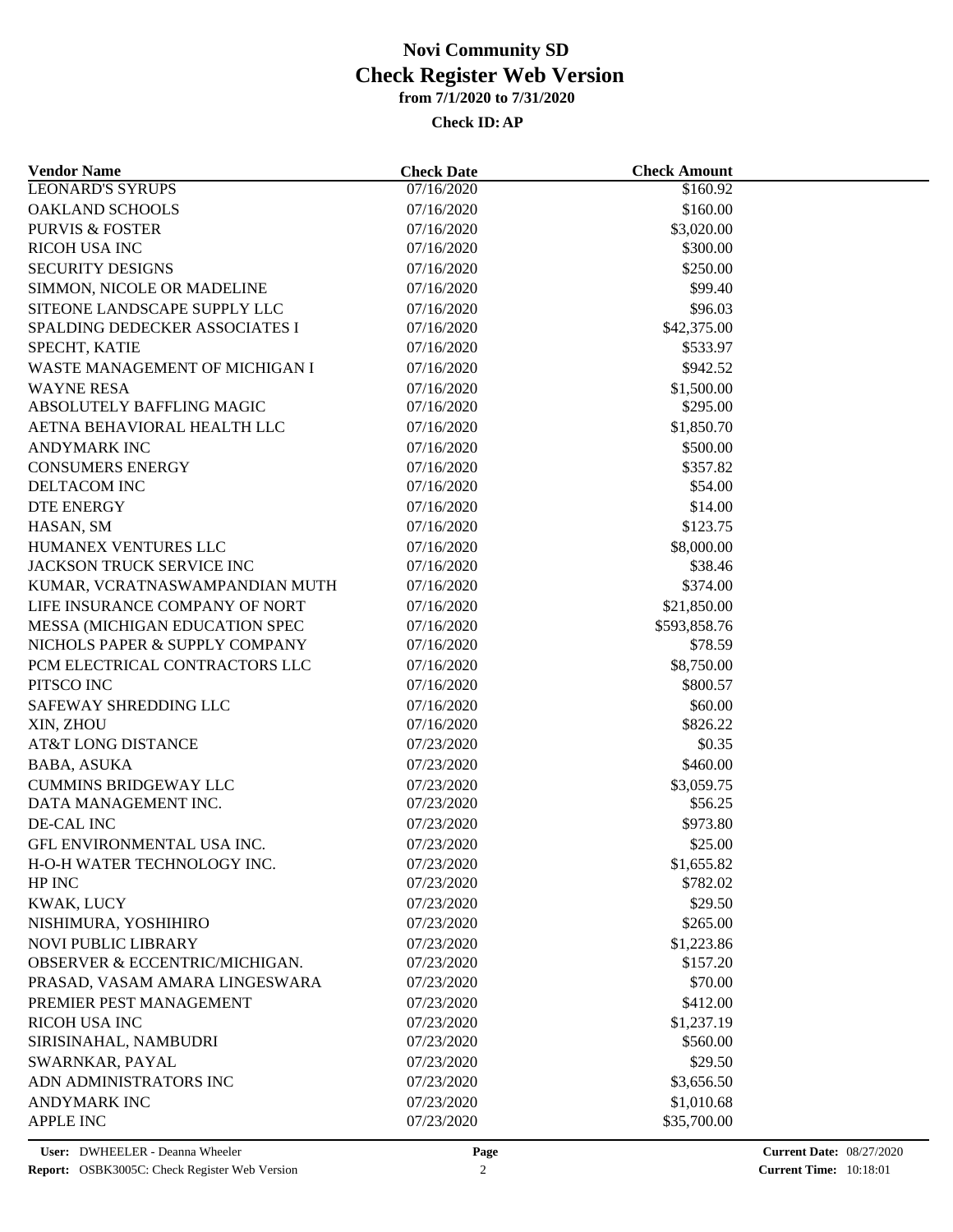# Novi Community SD
## Check Register Web Version
### from 7/1/2020 to 7/31/2020

**Check ID: AP**

| Vendor Name | Check Date | Check Amount |
|---|---|---|
| LEONARD'S SYRUPS | 07/16/2020 | $160.92 |
| OAKLAND SCHOOLS | 07/16/2020 | $160.00 |
| PURVIS & FOSTER | 07/16/2020 | $3,020.00 |
| RICOH USA INC | 07/16/2020 | $300.00 |
| SECURITY DESIGNS | 07/16/2020 | $250.00 |
| SIMMON, NICOLE OR MADELINE | 07/16/2020 | $99.40 |
| SITEONE LANDSCAPE SUPPLY LLC | 07/16/2020 | $96.03 |
| SPALDING DEDECKER ASSOCIATES I | 07/16/2020 | $42,375.00 |
| SPECHT, KATIE | 07/16/2020 | $533.97 |
| WASTE MANAGEMENT OF MICHIGAN I | 07/16/2020 | $942.52 |
| WAYNE RESA | 07/16/2020 | $1,500.00 |
| ABSOLUTELY BAFFLING MAGIC | 07/16/2020 | $295.00 |
| AETNA BEHAVIORAL HEALTH LLC | 07/16/2020 | $1,850.70 |
| ANDYMARK INC | 07/16/2020 | $500.00 |
| CONSUMERS ENERGY | 07/16/2020 | $357.82 |
| DELTACOM INC | 07/16/2020 | $54.00 |
| DTE ENERGY | 07/16/2020 | $14.00 |
| HASAN, SM | 07/16/2020 | $123.75 |
| HUMANEX VENTURES LLC | 07/16/2020 | $8,000.00 |
| JACKSON TRUCK SERVICE INC | 07/16/2020 | $38.46 |
| KUMAR, VCRATNASWAMPANDIAN MUTH | 07/16/2020 | $374.00 |
| LIFE INSURANCE COMPANY OF NORT | 07/16/2020 | $21,850.00 |
| MESSA (MICHIGAN EDUCATION SPEC | 07/16/2020 | $593,858.76 |
| NICHOLS PAPER & SUPPLY COMPANY | 07/16/2020 | $78.59 |
| PCM ELECTRICAL CONTRACTORS LLC | 07/16/2020 | $8,750.00 |
| PITSCO INC | 07/16/2020 | $800.57 |
| SAFEWAY SHREDDING LLC | 07/16/2020 | $60.00 |
| XIN, ZHOU | 07/16/2020 | $826.22 |
| AT&T LONG DISTANCE | 07/23/2020 | $0.35 |
| BABA, ASUKA | 07/23/2020 | $460.00 |
| CUMMINS BRIDGEWAY LLC | 07/23/2020 | $3,059.75 |
| DATA MANAGEMENT INC. | 07/23/2020 | $56.25 |
| DE-CAL INC | 07/23/2020 | $973.80 |
| GFL ENVIRONMENTAL USA INC. | 07/23/2020 | $25.00 |
| H-O-H WATER TECHNOLOGY INC. | 07/23/2020 | $1,655.82 |
| HP INC | 07/23/2020 | $782.02 |
| KWAK, LUCY | 07/23/2020 | $29.50 |
| NISHIMURA, YOSHIHIRO | 07/23/2020 | $265.00 |
| NOVI PUBLIC LIBRARY | 07/23/2020 | $1,223.86 |
| OBSERVER & ECCENTRIC/MICHIGAN. | 07/23/2020 | $157.20 |
| PRASAD, VASAM AMARA LINGESWARA | 07/23/2020 | $70.00 |
| PREMIER PEST MANAGEMENT | 07/23/2020 | $412.00 |
| RICOH USA INC | 07/23/2020 | $1,237.19 |
| SIRISINAHAL, NAMBUDRI | 07/23/2020 | $560.00 |
| SWARNKAR, PAYAL | 07/23/2020 | $29.50 |
| ADN ADMINISTRATORS INC | 07/23/2020 | $3,656.50 |
| ANDYMARK INC | 07/23/2020 | $1,010.68 |
| APPLE INC | 07/23/2020 | $35,700.00 |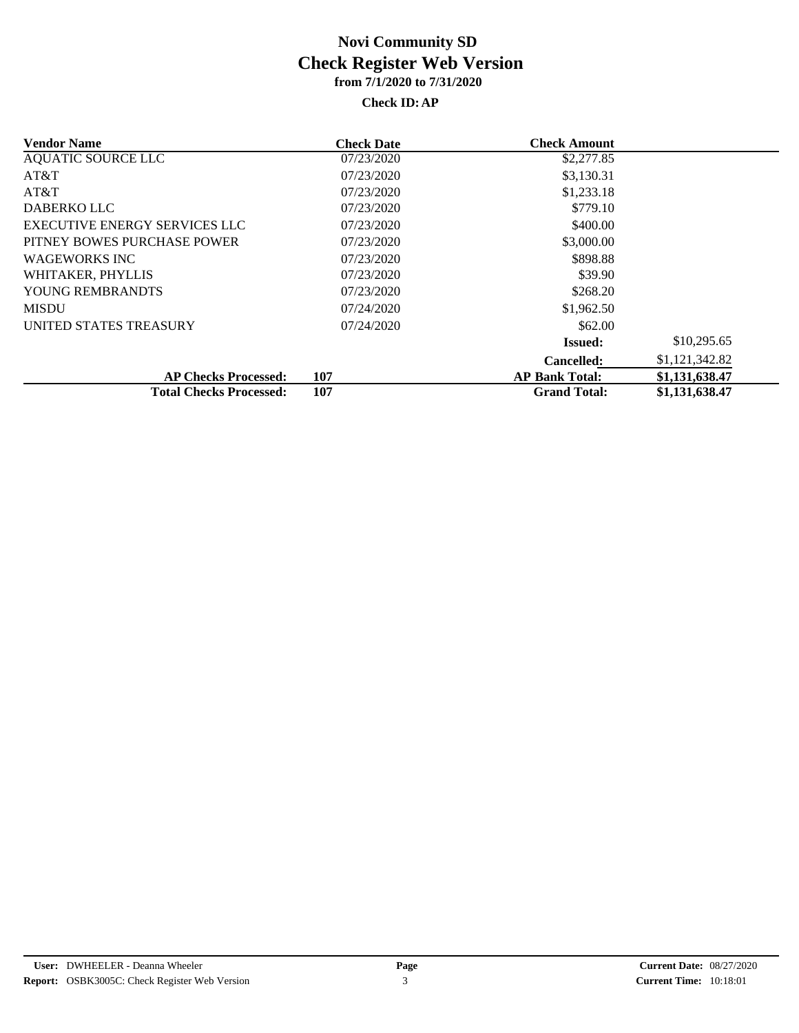# Novi Community SD
## Check Register Web Version
### from 7/1/2020 to 7/31/2020

**Check ID: AP**

| Vendor Name | Check Date | Check Amount | |
|---|---|---|---|
| AQUATIC SOURCE LLC | 07/23/2020 | $2,277.85 | |
| AT&T | 07/23/2020 | $3,130.31 | |
| AT&T | 07/23/2020 | $1,233.18 | |
| DABERKO LLC | 07/23/2020 | $779.10 | |
| EXECUTIVE ENERGY SERVICES LLC | 07/23/2020 | $400.00 | |
| PITNEY BOWES PURCHASE POWER | 07/23/2020 | $3,000.00 | |
| WAGEWORKS INC | 07/23/2020 | $898.88 | |
| WHITAKER, PHYLLIS | 07/23/2020 | $39.90 | |
| YOUNG REMBRANDTS | 07/23/2020 | $268.20 | |
| MISDU | 07/24/2020 | $1,962.50 | |
| UNITED STATES TREASURY | 07/24/2020 | $62.00 | |
| | | **Issued:** | $10,295.65 |
| | | **Cancelled:** | $1,121,342.82 |
| **AP Checks Processed:** | **107** | **AP Bank Total:** | **$1,131,638.47** |
| **Total Checks Processed:** | **107** | **Grand Total:** | **$1,131,638.47** |

**User:** DWHEELER - Deanna Wheeler
**Report:** OSBK3005C: Check Register Web Version
**Current Date:** 08/27/2020
**Current Time:** 10:18:01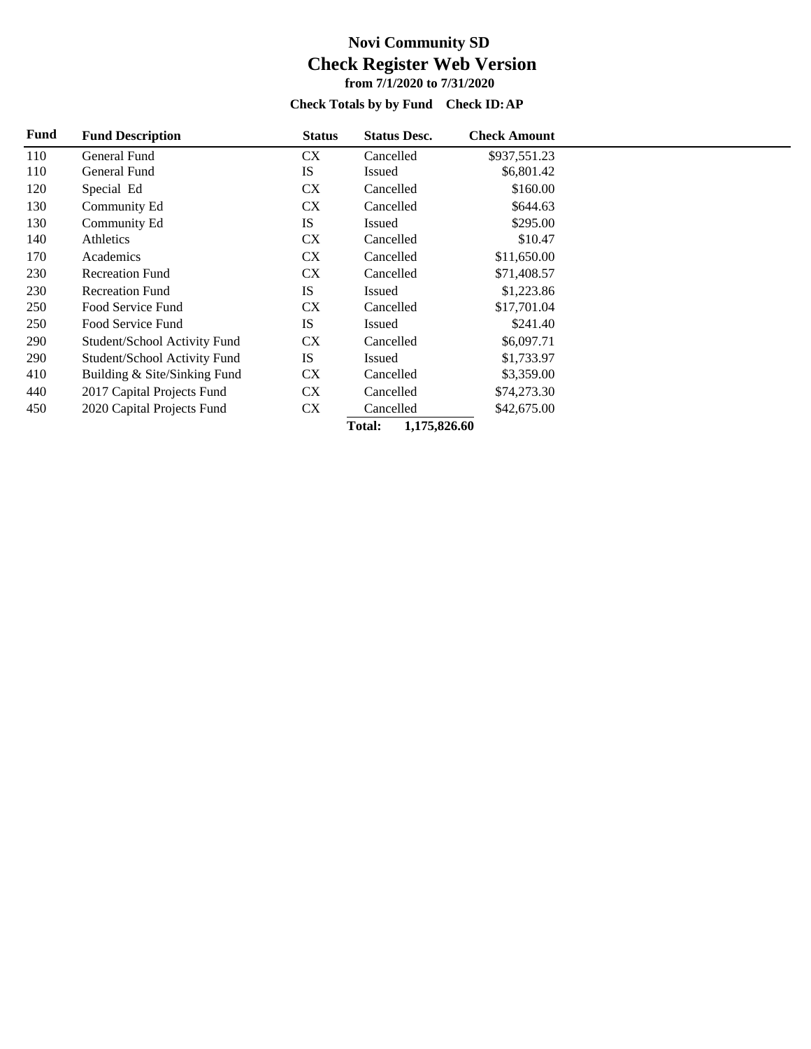# Novi Community SD

## Check Register Web Version

**from 7/1/2020 to 7/31/2020**

**Check Totals by by Fund Check ID: AP**

| Fund | Fund Description | Status | Status Desc. | Check Amount |
|---|---|---|---|---|
| 110 | General Fund | CX | Cancelled | $937,551.23 |
| 110 | General Fund | IS | Issued | $6,801.42 |
| 120 | Special Ed | CX | Cancelled | $160.00 |
| 130 | Community Ed | CX | Cancelled | $644.63 |
| 130 | Community Ed | IS | Issued | $295.00 |
| 140 | Athletics | CX | Cancelled | $10.47 |
| 170 | Academics | CX | Cancelled | $11,650.00 |
| 230 | Recreation Fund | CX | Cancelled | $71,408.57 |
| 230 | Recreation Fund | IS | Issued | $1,223.86 |
| 250 | Food Service Fund | CX | Cancelled | $17,701.04 |
| 250 | Food Service Fund | IS | Issued | $241.40 |
| 290 | Student/School Activity Fund | CX | Cancelled | $6,097.71 |
| 290 | Student/School Activity Fund | IS | Issued | $1,733.97 |
| 410 | Building & Site/Sinking Fund | CX | Cancelled | $3,359.00 |
| 440 | 2017 Capital Projects Fund | CX | Cancelled | $74,273.30 |
| 450 | 2020 Capital Projects Fund | CX | Cancelled | $42,675.00 |
| | | | **Total:** | **1,175,826.60** |